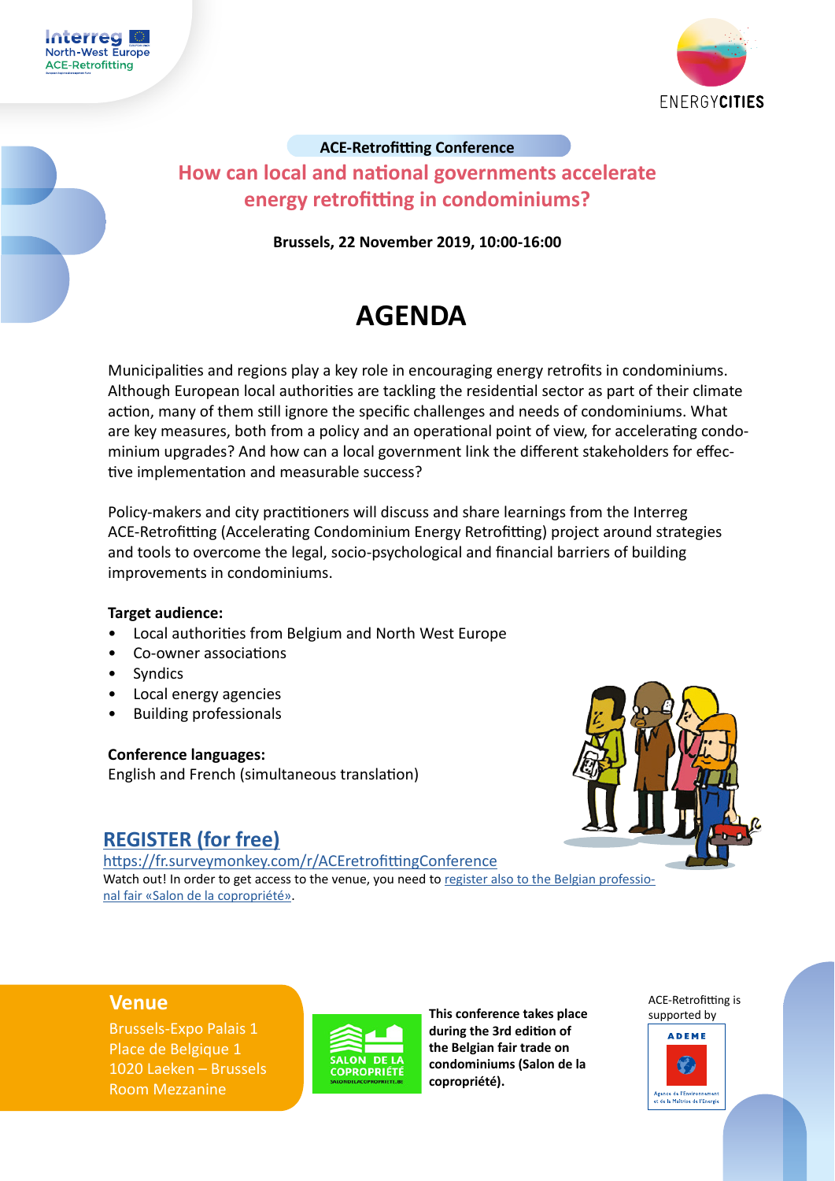ACE-Retrofitting Conference

## How can local and national governments accelerate energy retrofitting in condominiums?

**Brussels, 22 November 2019, 10:00-16:00**

# AGENDA

Municipalities and regions play a key role in encouraging energy retrofits in condominiums. Although European local authorities are tackling the residential sector as part of their climate action, many of them still ignore the specific challenges and needs of condominiums. What are key measures, both from a policy and an operational point of view, for accelerating condominium upgrades? And how can a local government link the different stakeholders for effective implementation and measurable success?

Policy-makers and city practitioners will discuss and share learnings from the Interreg ACE-Retrofitting (Accelerating Condominium Energy Retrofitting) project around strategies and tools to overcome the legal, socio-psychological and financial barriers of building improvements in condominiums.

**Target audience:**

- Local authorities from Belgium and North West Europe
- Co-owner associations
- Syndics
- Local energy agencies
- Building professionals

**Conference languages:**
English and French (simultaneous translation)

## REGISTER (for free)

https://fr.surveymonkey.com/r/ACEretrofittingConference

Watch out! In order to get access to the venue, you need to register also to the Belgian professional fair «Salon de la copropriété».

## Venue

Brussels-Expo Palais 1
Place de Belgique 1
1020 Laeken – Brussels
Room Mezzanine

**This conference takes place during the 3rd edition of the Belgian fair trade on condominiums (Salon de la copropriété).**

ACE-Retrofitting is supported by ADEME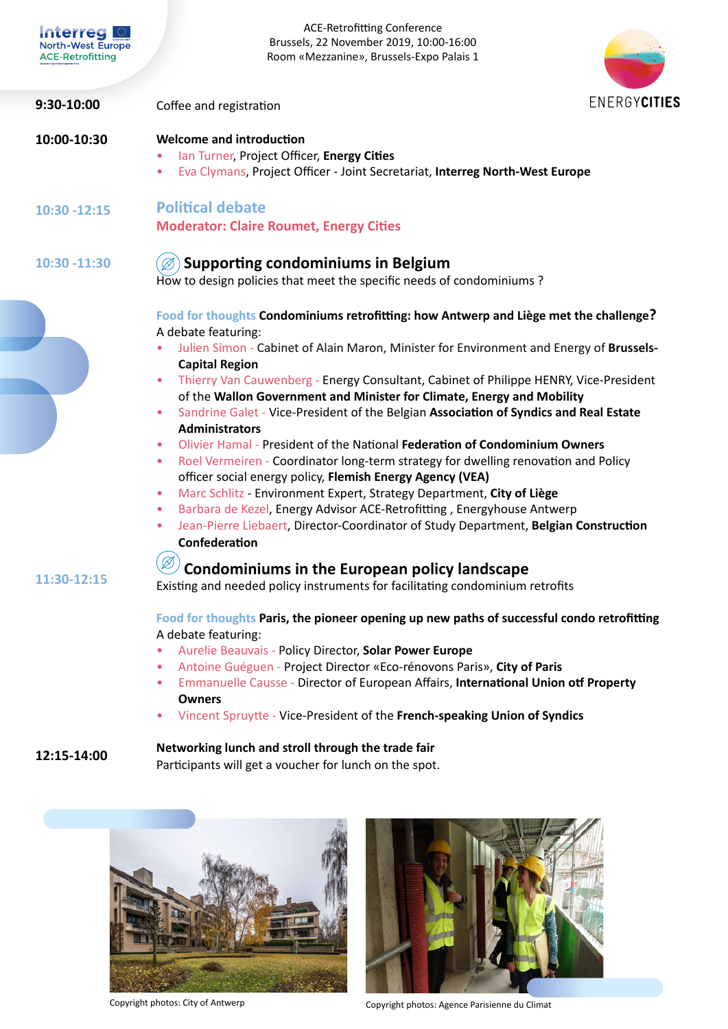Interreg North-West Europe ACE-Retrofitting

ACE-Retrofitting Conference
Brussels, 22 November 2019, 10:00-16:00
Room «Mezzanine», Brussels-Expo Palais 1

ENERGYCITIES

**9:30-10:00** Coffee and registration

**10:00-10:30** **Welcome and introduction**

- Ian Turner, Project Officer, **Energy Cities**
- Eva Clymans, Project Officer - Joint Secretariat, **Interreg North-West Europe**

**10:30 -12:15** **Political debate**

**Moderator: Claire Roumet, Energy Cities**

**10:30 -11:30** **Supporting condominiums in Belgium**

How to design policies that meet the specific needs of condominiums ?

Food for thoughts **Condominiums retrofitting: how Antwerp and Liège met the challenge?**

A debate featuring:

- Julien Simon - Cabinet of Alain Maron, Minister for Environment and Energy of **Brussels-Capital Region**
- Thierry Van Cauwenberg - Energy Consultant, Cabinet of Philippe HENRY, Vice-President of the **Wallon Government and Minister for Climate, Energy and Mobility**
- Sandrine Galet - Vice-President of the Belgian **Association of Syndics and Real Estate Administrators**
- Olivier Hamal - President of the National **Federation of Condominium Owners**
- Roel Vermeiren - Coordinator long-term strategy for dwelling renovation and Policy officer social energy policy, **Flemish Energy Agency (VEA)**
- Marc Schlitz - Environment Expert, Strategy Department, **City of Liège**
- Barbara de Kezel, Energy Advisor ACE-Retrofitting , Energyhouse Antwerp
- Jean-Pierre Liebaert, Director-Coordinator of Study Department, **Belgian Construction Confederation**

**11:30-12:15** **Condominiums in the European policy landscape**

Existing and needed policy instruments for facilitating condominium retrofits

Food for thoughts **Paris, the pioneer opening up new paths of successful condo retrofitting**

A debate featuring:

- Aurelie Beauvais - Policy Director, **Solar Power Europe**
- Antoine Guéguen - Project Director «Eco-rénovons Paris», **City of Paris**
- Emmanuelle Causse - Director of European Affairs, **International Union otf Property Owners**
- Vincent Spruytte - Vice-President of the **French-speaking Union of Syndics**

**12:15-14:00** **Networking lunch and stroll through the trade fair**

Participants will get a voucher for lunch on the spot.

Copyright photos: City of Antwerp

Copyright photos: Agence Parisienne du Climat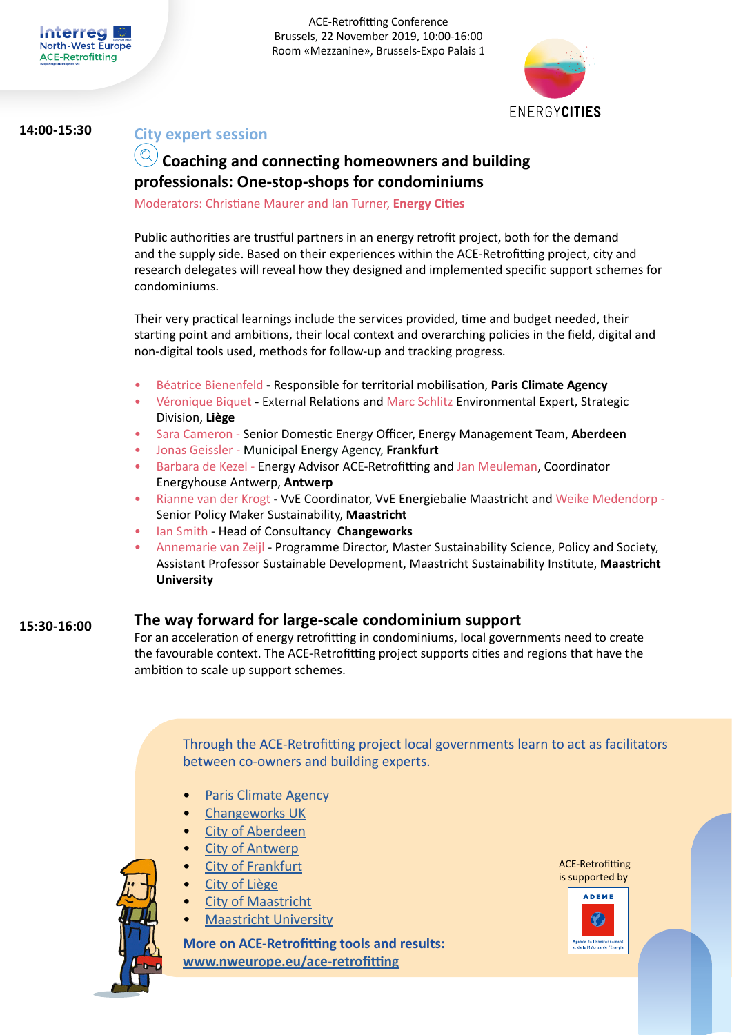ACE-Retrofitting Conference
Brussels, 22 November 2019, 10:00-16:00
Room «Mezzanine», Brussels-Expo Palais 1

**14:00-15:30**

## City expert session

### Coaching and connecting homeowners and building professionals: One-stop-shops for condominiums

Moderators: Christiane Maurer and Ian Turner, **Energy Cities**

Public authorities are trustful partners in an energy retrofit project, both for the demand and the supply side. Based on their experiences within the ACE-Retrofitting project, city and research delegates will reveal how they designed and implemented specific support schemes for condominiums.

Their very practical learnings include the services provided, time and budget needed, their starting point and ambitions, their local context and overarching policies in the field, digital and non-digital tools used, methods for follow-up and tracking progress.

- Béatrice Bienenfeld - Responsible for territorial mobilisation, **Paris Climate Agency**
- Véronique Biquet - External Relations and Marc Schlitz Environmental Expert, Strategic Division, **Liège**
- Sara Cameron - Senior Domestic Energy Officer, Energy Management Team, **Aberdeen**
- Jonas Geissler - Municipal Energy Agency, **Frankfurt**
- Barbara de Kezel - Energy Advisor ACE-Retrofitting and Jan Meuleman, Coordinator Energyhouse Antwerp, **Antwerp**
- Rianne van der Krogt - VvE Coordinator, VvE Energiebalie Maastricht and Weike Medendorp - Senior Policy Maker Sustainability, **Maastricht**
- Ian Smith - Head of Consultancy **Changeworks**
- Annemarie van Zeijl - Programme Director, Master Sustainability Science, Policy and Society, Assistant Professor Sustainable Development, Maastricht Sustainability Institute, **Maastricht University**

**15:30-16:00**

### The way forward for large-scale condominium support

For an acceleration of energy retrofitting in condominiums, local governments need to create the favourable context. The ACE-Retrofitting project supports cities and regions that have the ambition to scale up support schemes.

Through the ACE-Retrofitting project local governments learn to act as facilitators between co-owners and building experts.

- Paris Climate Agency
- Changeworks UK
- City of Aberdeen
- City of Antwerp
- City of Frankfurt
- City of Liège
- City of Maastricht
- Maastricht University

**More on ACE-Retrofitting tools and results: www.nweurope.eu/ace-retrofitting**

ACE-Retrofitting is supported by ADEME